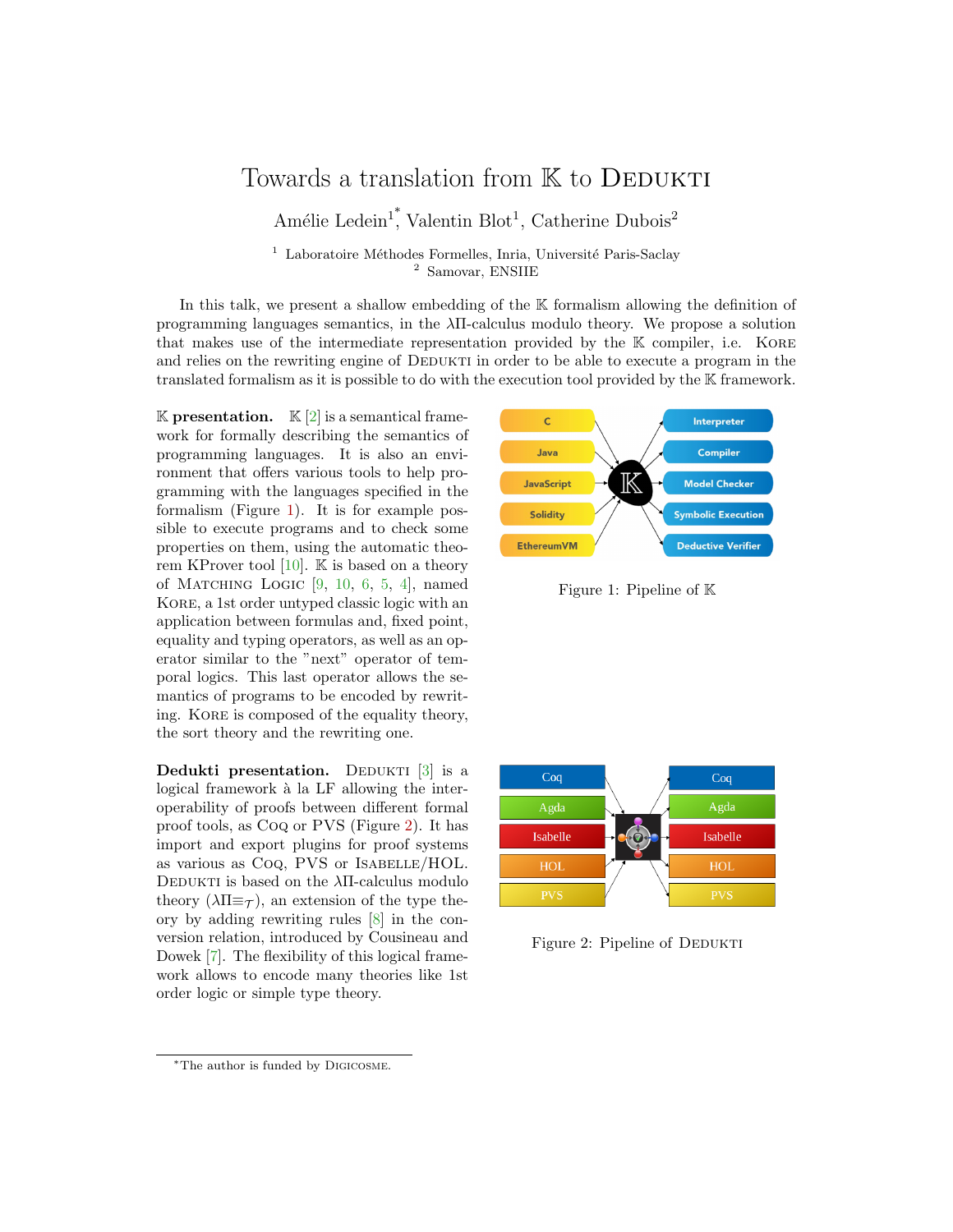# Towards a translation from $\mathbb{K}$ to DEDUKTI

Amélie Ledein[1,*], Valentin Blot[1], Catherine Dubois[2]

[1] Laboratoire Méthodes Formelles, Inria, Université Paris-Saclay
[2] Samovar, ENSIIE

In this talk, we present a shallow embedding of the $\mathbb{K}$ formalism allowing the definition of programming languages semantics, in the λΠ-calculus modulo theory. We propose a solution that makes use of the intermediate representation provided by the $\mathbb{K}$ compiler, i.e. KORE and relies on the rewriting engine of DEDUKTI in order to be able to execute a program in the translated formalism as it is possible to do with the execution tool provided by the $\mathbb{K}$ framework.

**$\mathbb{K}$ presentation.** $\mathbb{K}$ [2] is a semantical framework for formally describing the semantics of programming languages. It is also an environment that offers various tools to help programming with the languages specified in the formalism (Figure 1). It is for example possible to execute programs and to check some properties on them, using the automatic theorem KProver tool [10]. $\mathbb{K}$ is based on a theory of MATCHING LOGIC [9, 10, 6, 5, 4], named KORE, a 1st order untyped classic logic with an application between formulas and, fixed point, equality and typing operators, as well as an operator similar to the "next" operator of temporal logics. This last operator allows the semantics of programs to be encoded by rewriting. KORE is composed of the equality theory, the sort theory and the rewriting one.

Figure 1: Pipeline of $\mathbb{K}$

**Dedukti presentation.** DEDUKTI [3] is a logical framework à la LF allowing the interoperability of proofs between different formal proof tools, as COQ or PVS (Figure 2). It has import and export plugins for proof systems as various as COQ, PVS or ISABELLE/HOL. DEDUKTI is based on the λΠ-calculus modulo theory ($\lambda\Pi{\equiv}_{\mathcal{T}}$), an extension of the type theory by adding rewriting rules [8] in the conversion relation, introduced by Cousineau and Dowek [7]. The flexibility of this logical framework allows to encode many theories like 1st order logic or simple type theory.

Figure 2: Pipeline of DEDUKTI

[*] The author is funded by DIGICOSME.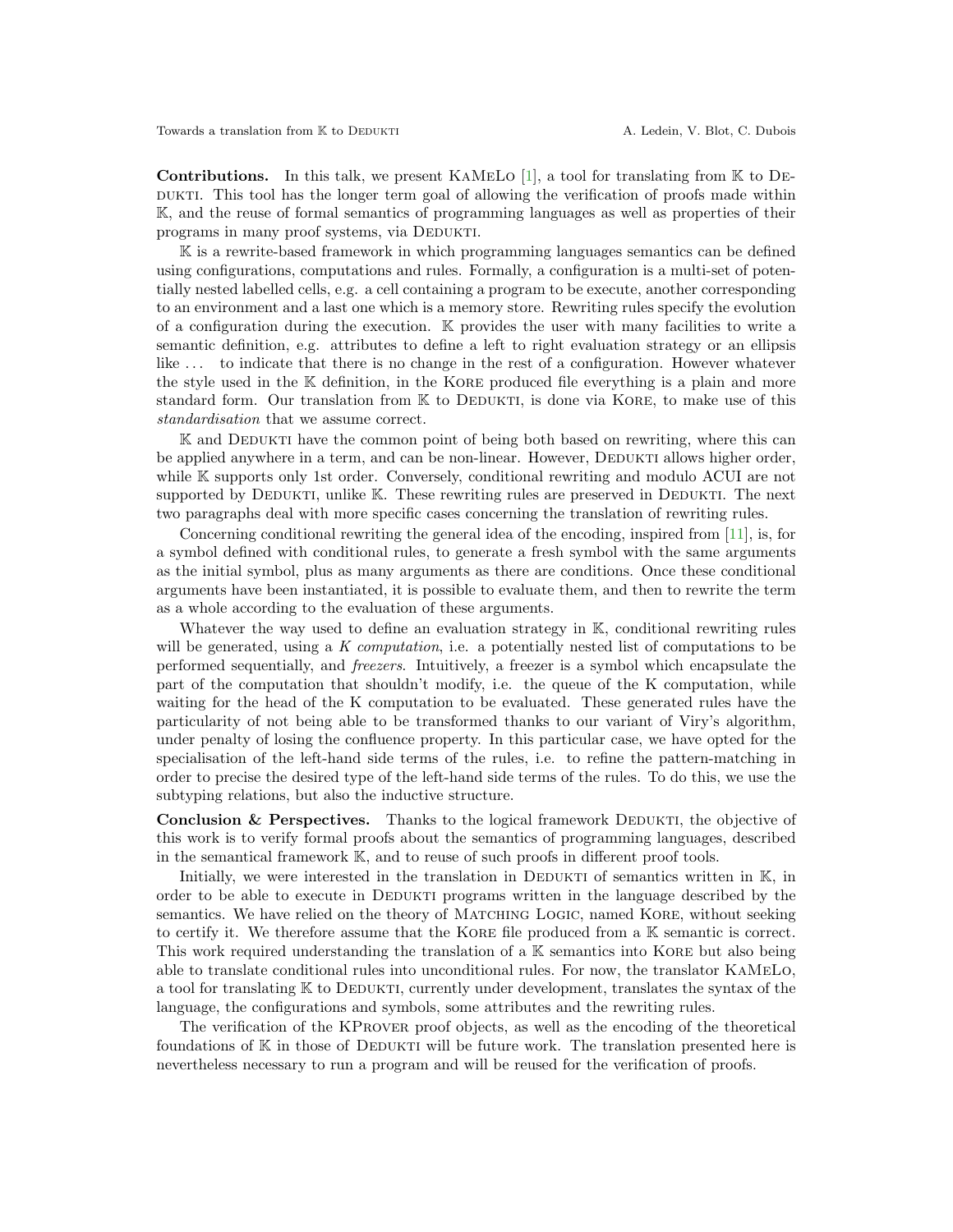**Contributions.** In this talk, we present KAMeLo [1], a tool for translating from 𝕂 to Dedukti. This tool has the longer term goal of allowing the verification of proofs made within 𝕂, and the reuse of formal semantics of programming languages as well as properties of their programs in many proof systems, via Dedukti.

𝕂 is a rewrite-based framework in which programming languages semantics can be defined using configurations, computations and rules. Formally, a configuration is a multi-set of potentially nested labelled cells, e.g. a cell containing a program to be execute, another corresponding to an environment and a last one which is a memory store. Rewriting rules specify the evolution of a configuration during the execution. 𝕂 provides the user with many facilities to write a semantic definition, e.g. attributes to define a left to right evaluation strategy or an ellipsis like ... to indicate that there is no change in the rest of a configuration. However whatever the style used in the 𝕂 definition, in the Kore produced file everything is a plain and more standard form. Our translation from 𝕂 to Dedukti, is done via Kore, to make use of this *standardisation* that we assume correct.

𝕂 and Dedukti have the common point of being both based on rewriting, where this can be applied anywhere in a term, and can be non-linear. However, Dedukti allows higher order, while 𝕂 supports only 1st order. Conversely, conditional rewriting and modulo ACUI are not supported by Dedukti, unlike 𝕂. These rewriting rules are preserved in Dedukti. The next two paragraphs deal with more specific cases concerning the translation of rewriting rules.

Concerning conditional rewriting the general idea of the encoding, inspired from [11], is, for a symbol defined with conditional rules, to generate a fresh symbol with the same arguments as the initial symbol, plus as many arguments as there are conditions. Once these conditional arguments have been instantiated, it is possible to evaluate them, and then to rewrite the term as a whole according to the evaluation of these arguments.

Whatever the way used to define an evaluation strategy in 𝕂, conditional rewriting rules will be generated, using a *K computation*, i.e. a potentially nested list of computations to be performed sequentially, and *freezers*. Intuitively, a freezer is a symbol which encapsulate the part of the computation that shouldn't modify, i.e. the queue of the K computation, while waiting for the head of the K computation to be evaluated. These generated rules have the particularity of not being able to be transformed thanks to our variant of Viry's algorithm, under penalty of losing the confluence property. In this particular case, we have opted for the specialisation of the left-hand side terms of the rules, i.e. to refine the pattern-matching in order to precise the desired type of the left-hand side terms of the rules. To do this, we use the subtyping relations, but also the inductive structure.

**Conclusion & Perspectives.** Thanks to the logical framework Dedukti, the objective of this work is to verify formal proofs about the semantics of programming languages, described in the semantical framework 𝕂, and to reuse of such proofs in different proof tools.

Initially, we were interested in the translation in Dedukti of semantics written in 𝕂, in order to be able to execute in Dedukti programs written in the language described by the semantics. We have relied on the theory of Matching Logic, named Kore, without seeking to certify it. We therefore assume that the Kore file produced from a 𝕂 semantic is correct. This work required understanding the translation of a 𝕂 semantics into Kore but also being able to translate conditional rules into unconditional rules. For now, the translator KAMeLo, a tool for translating 𝕂 to Dedukti, currently under development, translates the syntax of the language, the configurations and symbols, some attributes and the rewriting rules.

The verification of the KProver proof objects, as well as the encoding of the theoretical foundations of 𝕂 in those of Dedukti will be future work. The translation presented here is nevertheless necessary to run a program and will be reused for the verification of proofs.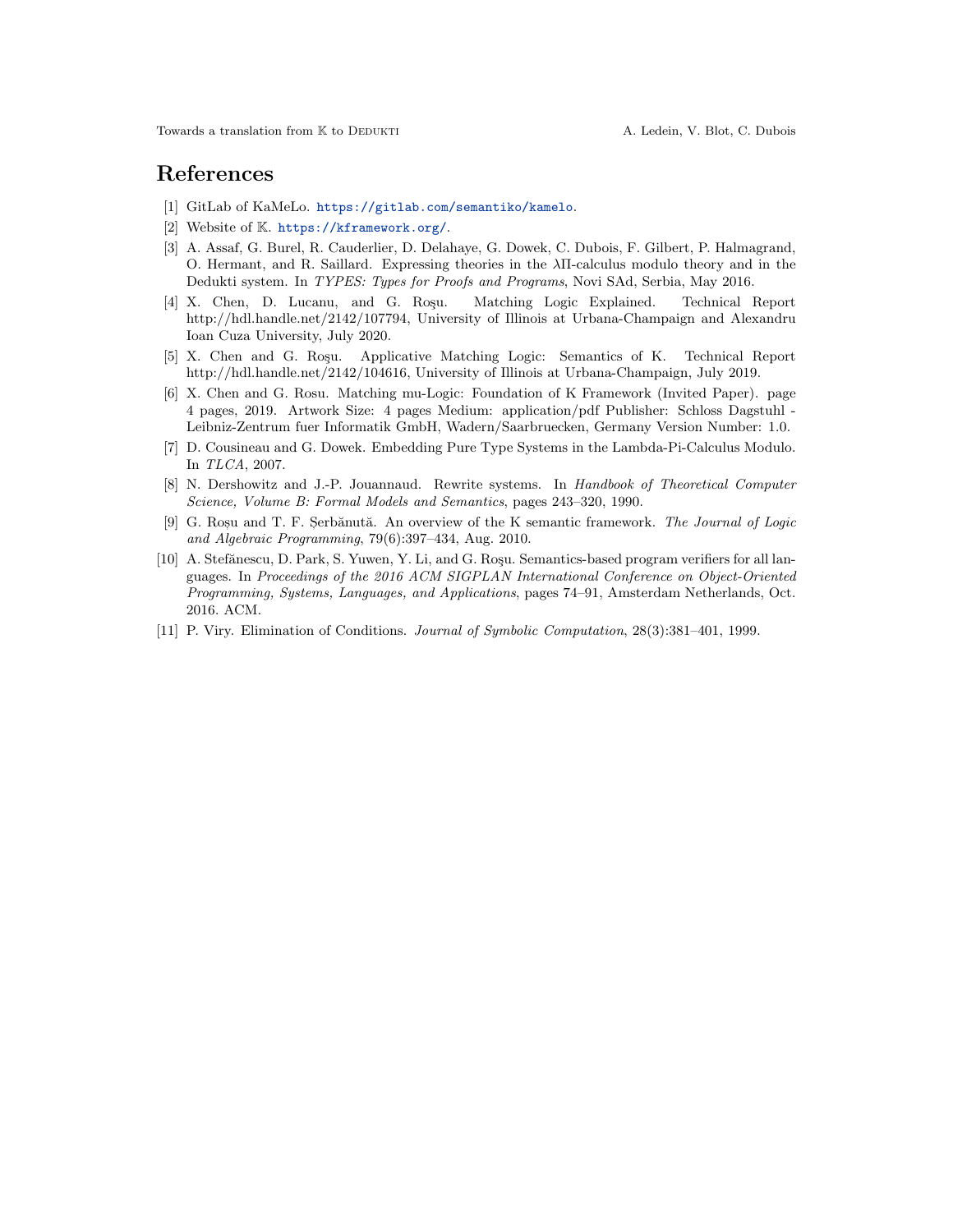## References

[1] GitLab of KaMeLo. https://gitlab.com/semantiko/kamelo.

[2] Website of $\mathbb{K}$. https://kframework.org/.

[3] A. Assaf, G. Burel, R. Cauderlier, D. Delahaye, G. Dowek, C. Dubois, F. Gilbert, P. Halmagrand, O. Hermant, and R. Saillard. Expressing theories in the $\lambda\Pi$-calculus modulo theory and in the Dedukti system. In *TYPES: Types for Proofs and Programs*, Novi SAd, Serbia, May 2016.

[4] X. Chen, D. Lucanu, and G. Roşu. Matching Logic Explained. Technical Report http://hdl.handle.net/2142/107794, University of Illinois at Urbana-Champaign and Alexandru Ioan Cuza University, July 2020.

[5] X. Chen and G. Roşu. Applicative Matching Logic: Semantics of K. Technical Report http://hdl.handle.net/2142/104616, University of Illinois at Urbana-Champaign, July 2019.

[6] X. Chen and G. Rosu. Matching mu-Logic: Foundation of K Framework (Invited Paper). page 4 pages, 2019. Artwork Size: 4 pages Medium: application/pdf Publisher: Schloss Dagstuhl - Leibniz-Zentrum fuer Informatik GmbH, Wadern/Saarbruecken, Germany Version Number: 1.0.

[7] D. Cousineau and G. Dowek. Embedding Pure Type Systems in the Lambda-Pi-Calculus Modulo. In *TLCA*, 2007.

[8] N. Dershowitz and J.-P. Jouannaud. Rewrite systems. In *Handbook of Theoretical Computer Science, Volume B: Formal Models and Semantics*, pages 243–320, 1990.

[9] G. Roșu and T. F. Șerbănuță. An overview of the K semantic framework. *The Journal of Logic and Algebraic Programming*, 79(6):397–434, Aug. 2010.

[10] A. Stefănescu, D. Park, S. Yuwen, Y. Li, and G. Roşu. Semantics-based program verifiers for all languages. In *Proceedings of the 2016 ACM SIGPLAN International Conference on Object-Oriented Programming, Systems, Languages, and Applications*, pages 74–91, Amsterdam Netherlands, Oct. 2016. ACM.

[11] P. Viry. Elimination of Conditions. *Journal of Symbolic Computation*, 28(3):381–401, 1999.